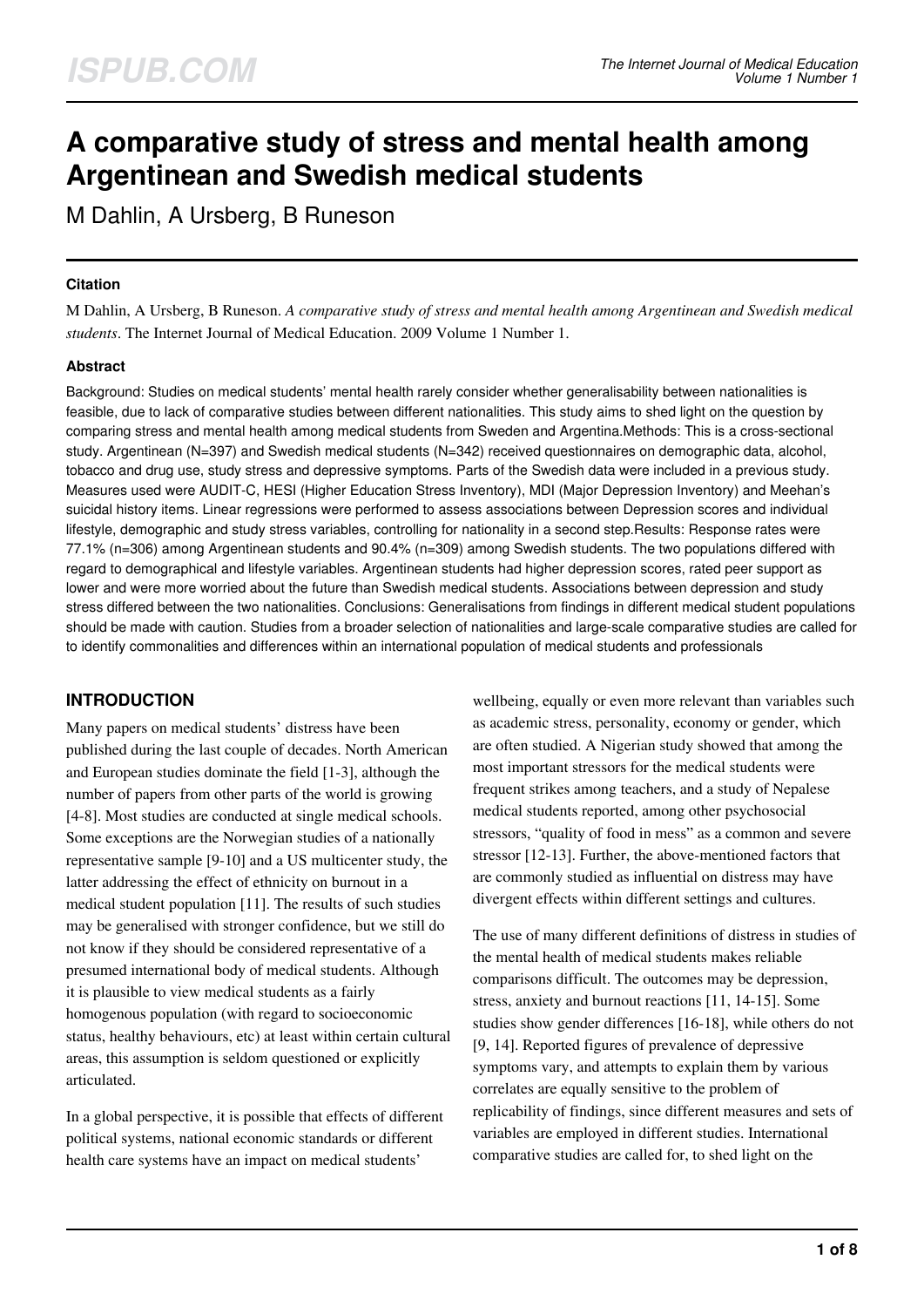# A comparative study of stress and mental health among Argentinean and Swedish medical students

M Dahlin, A Ursberg, B Runeson

### Citation

M Dahlin, A Ursberg, B Runeson. *A comparative study of stress and mental health among Argentinean and Swedish medical students*. The Internet Journal of Medical Education. 2009 Volume 1 Number 1.

### Abstract

Background: Studies on medical students' mental health rarely consider whether generalisability between nationalities is feasible, due to lack of comparative studies between different nationalities. This study aims to shed light on the question by comparing stress and mental health among medical students from Sweden and Argentina.Methods: This is a cross-sectional study. Argentinean (N=397) and Swedish medical students (N=342) received questionnaires on demographic data, alcohol, tobacco and drug use, study stress and depressive symptoms. Parts of the Swedish data were included in a previous study. Measures used were AUDIT-C, HESI (Higher Education Stress Inventory), MDI (Major Depression Inventory) and Meehan's suicidal history items. Linear regressions were performed to assess associations between Depression scores and individual lifestyle, demographic and study stress variables, controlling for nationality in a second step.Results: Response rates were 77.1% (n=306) among Argentinean students and 90.4% (n=309) among Swedish students. The two populations differed with regard to demographical and lifestyle variables. Argentinean students had higher depression scores, rated peer support as lower and were more worried about the future than Swedish medical students. Associations between depression and study stress differed between the two nationalities. Conclusions: Generalisations from findings in different medical student populations should be made with caution. Studies from a broader selection of nationalities and large-scale comparative studies are called for to identify commonalities and differences within an international population of medical students and professionals

## INTRODUCTION

Many papers on medical students' distress have been published during the last couple of decades. North American and European studies dominate the field [1-3], although the number of papers from other parts of the world is growing [4-8]. Most studies are conducted at single medical schools. Some exceptions are the Norwegian studies of a nationally representative sample [9-10] and a US multicenter study, the latter addressing the effect of ethnicity on burnout in a medical student population [11]. The results of such studies may be generalised with stronger confidence, but we still do not know if they should be considered representative of a presumed international body of medical students. Although it is plausible to view medical students as a fairly homogenous population (with regard to socioeconomic status, healthy behaviours, etc) at least within certain cultural areas, this assumption is seldom questioned or explicitly articulated.

In a global perspective, it is possible that effects of different political systems, national economic standards or different health care systems have an impact on medical students' wellbeing, equally or even more relevant than variables such as academic stress, personality, economy or gender, which are often studied. A Nigerian study showed that among the most important stressors for the medical students were frequent strikes among teachers, and a study of Nepalese medical students reported, among other psychosocial stressors, "quality of food in mess" as a common and severe stressor [12-13]. Further, the above-mentioned factors that are commonly studied as influential on distress may have divergent effects within different settings and cultures.

The use of many different definitions of distress in studies of the mental health of medical students makes reliable comparisons difficult. The outcomes may be depression, stress, anxiety and burnout reactions [11, 14-15]. Some studies show gender differences [16-18], while others do not [9, 14]. Reported figures of prevalence of depressive symptoms vary, and attempts to explain them by various correlates are equally sensitive to the problem of replicability of findings, since different measures and sets of variables are employed in different studies. International comparative studies are called for, to shed light on the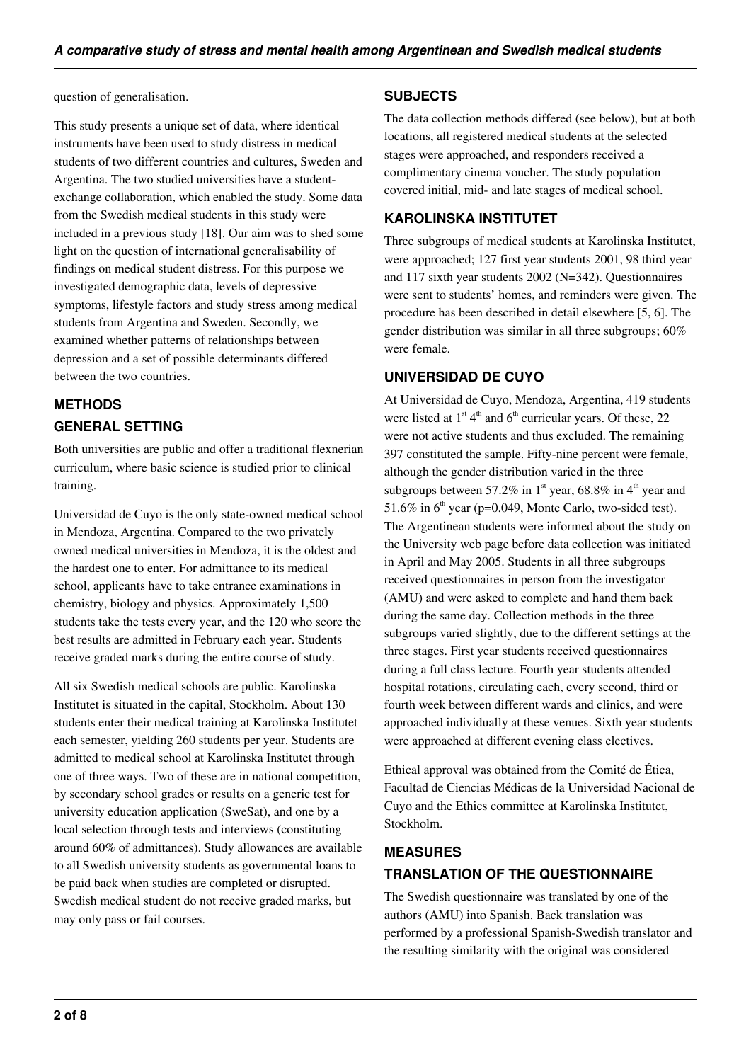question of generalisation.

This study presents a unique set of data, where identical instruments have been used to study distress in medical students of two different countries and cultures, Sweden and Argentina. The two studied universities have a student-exchange collaboration, which enabled the study. Some data from the Swedish medical students in this study were included in a previous study [18]. Our aim was to shed some light on the question of international generalisability of findings on medical student distress. For this purpose we investigated demographic data, levels of depressive symptoms, lifestyle factors and study stress among medical students from Argentina and Sweden. Secondly, we examined whether patterns of relationships between depression and a set of possible determinants differed between the two countries.

## METHODS

### GENERAL SETTING

Both universities are public and offer a traditional flexnerian curriculum, where basic science is studied prior to clinical training.

Universidad de Cuyo is the only state-owned medical school in Mendoza, Argentina. Compared to the two privately owned medical universities in Mendoza, it is the oldest and the hardest one to enter. For admittance to its medical school, applicants have to take entrance examinations in chemistry, biology and physics. Approximately 1,500 students take the tests every year, and the 120 who score the best results are admitted in February each year. Students receive graded marks during the entire course of study.

All six Swedish medical schools are public. Karolinska Institutet is situated in the capital, Stockholm. About 130 students enter their medical training at Karolinska Institutet each semester, yielding 260 students per year. Students are admitted to medical school at Karolinska Institutet through one of three ways. Two of these are in national competition, by secondary school grades or results on a generic test for university education application (SweSat), and one by a local selection through tests and interviews (constituting around 60% of admittances). Study allowances are available to all Swedish university students as governmental loans to be paid back when studies are completed or disrupted. Swedish medical student do not receive graded marks, but may only pass or fail courses.

### SUBJECTS

The data collection methods differed (see below), but at both locations, all registered medical students at the selected stages were approached, and responders received a complimentary cinema voucher. The study population covered initial, mid- and late stages of medical school.

### KAROLINSKA INSTITUTET

Three subgroups of medical students at Karolinska Institutet, were approached; 127 first year students 2001, 98 third year and 117 sixth year students 2002 (N=342). Questionnaires were sent to students' homes, and reminders were given. The procedure has been described in detail elsewhere [5, 6]. The gender distribution was similar in all three subgroups; 60% were female.

### UNIVERSIDAD DE CUYO

At Universidad de Cuyo, Mendoza, Argentina, 419 students were listed at 1st 4th and 6th curricular years. Of these, 22 were not active students and thus excluded. The remaining 397 constituted the sample. Fifty-nine percent were female, although the gender distribution varied in the three subgroups between 57.2% in 1st year, 68.8% in 4th year and 51.6% in 6th year ($p=0.049$, Monte Carlo, two-sided test). The Argentinean students were informed about the study on the University web page before data collection was initiated in April and May 2005. Students in all three subgroups received questionnaires in person from the investigator (AMU) and were asked to complete and hand them back during the same day. Collection methods in the three subgroups varied slightly, due to the different settings at the three stages. First year students received questionnaires during a full class lecture. Fourth year students attended hospital rotations, circulating each, every second, third or fourth week between different wards and clinics, and were approached individually at these venues. Sixth year students were approached at different evening class electives.

Ethical approval was obtained from the Comité de Ética, Facultad de Ciencias Médicas de la Universidad Nacional de Cuyo and the Ethics committee at Karolinska Institutet, Stockholm.

## MEASURES

### TRANSLATION OF THE QUESTIONNAIRE

The Swedish questionnaire was translated by one of the authors (AMU) into Spanish. Back translation was performed by a professional Spanish-Swedish translator and the resulting similarity with the original was considered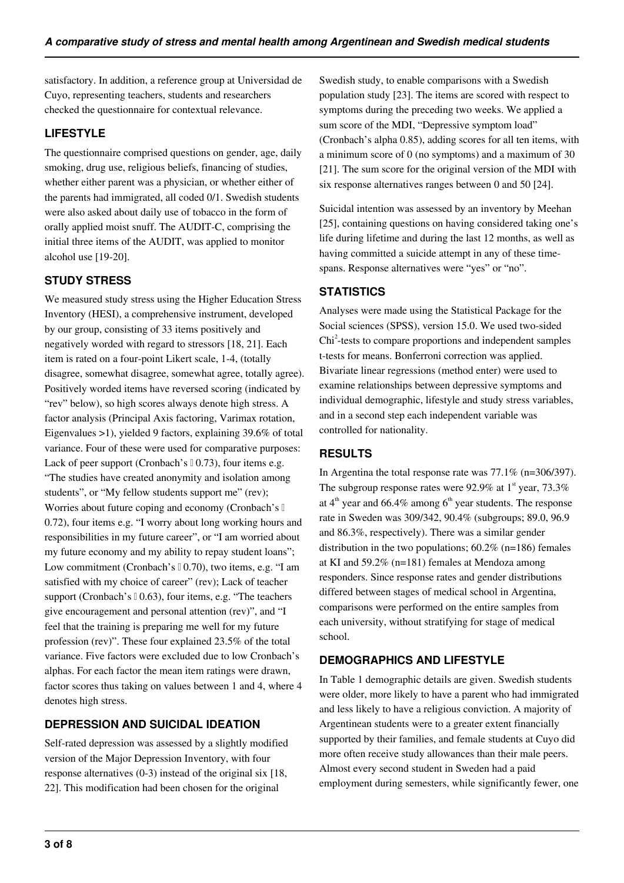satisfactory. In addition, a reference group at Universidad de Cuyo, representing teachers, students and researchers checked the questionnaire for contextual relevance.

## LIFESTYLE

The questionnaire comprised questions on gender, age, daily smoking, drug use, religious beliefs, financing of studies, whether either parent was a physician, or whether either of the parents had immigrated, all coded 0/1. Swedish students were also asked about daily use of tobacco in the form of orally applied moist snuff. The AUDIT-C, comprising the initial three items of the AUDIT, was applied to monitor alcohol use [19-20].

## STUDY STRESS

We measured study stress using the Higher Education Stress Inventory (HESI), a comprehensive instrument, developed by our group, consisting of 33 items positively and negatively worded with regard to stressors [18, 21]. Each item is rated on a four-point Likert scale, 1-4, (totally disagree, somewhat disagree, somewhat agree, totally agree). Positively worded items have reversed scoring (indicated by "rev" below), so high scores always denote high stress. A factor analysis (Principal Axis factoring, Varimax rotation, Eigenvalues >1), yielded 9 factors, explaining 39.6% of total variance. Four of these were used for comparative purposes: Lack of peer support (Cronbach's  0.73), four items e.g. "The studies have created anonymity and isolation among students", or "My fellow students support me" (rev); Worries about future coping and economy (Cronbach's  0.72), four items e.g. "I worry about long working hours and responsibilities in my future career", or "I am worried about my future economy and my ability to repay student loans"; Low commitment (Cronbach's  0.70), two items, e.g. "I am satisfied with my choice of career" (rev); Lack of teacher support (Cronbach's  0.63), four items, e.g. "The teachers give encouragement and personal attention (rev)", and "I feel that the training is preparing me well for my future profession (rev)". These four explained 23.5% of the total variance. Five factors were excluded due to low Cronbach's alphas. For each factor the mean item ratings were drawn, factor scores thus taking on values between 1 and 4, where 4 denotes high stress.

## DEPRESSION AND SUICIDAL IDEATION

Self-rated depression was assessed by a slightly modified version of the Major Depression Inventory, with four response alternatives (0-3) instead of the original six [18, 22]. This modification had been chosen for the original Swedish study, to enable comparisons with a Swedish population study [23]. The items are scored with respect to symptoms during the preceding two weeks. We applied a sum score of the MDI, "Depressive symptom load" (Cronbach's alpha 0.85), adding scores for all ten items, with a minimum score of 0 (no symptoms) and a maximum of 30 [21]. The sum score for the original version of the MDI with six response alternatives ranges between 0 and 50 [24].

Suicidal intention was assessed by an inventory by Meehan [25], containing questions on having considered taking one's life during lifetime and during the last 12 months, as well as having committed a suicide attempt in any of these time-spans. Response alternatives were "yes" or "no".

## STATISTICS

Analyses were made using the Statistical Package for the Social sciences (SPSS), version 15.0. We used two-sided $Chi^2$-tests to compare proportions and independent samples t-tests for means. Bonferroni correction was applied. Bivariate linear regressions (method enter) were used to examine relationships between depressive symptoms and individual demographic, lifestyle and study stress variables, and in a second step each independent variable was controlled for nationality.

## RESULTS

In Argentina the total response rate was 77.1% (n=306/397). The subgroup response rates were 92.9% at 1st year, 73.3% at 4th year and 66.4% among 6th year students. The response rate in Sweden was 309/342, 90.4% (subgroups; 89.0, 96.9 and 86.3%, respectively). There was a similar gender distribution in the two populations; 60.2% (n=186) females at KI and 59.2% (n=181) females at Mendoza among responders. Since response rates and gender distributions differed between stages of medical school in Argentina, comparisons were performed on the entire samples from each university, without stratifying for stage of medical school.

## DEMOGRAPHICS AND LIFESTYLE

In Table 1 demographic details are given. Swedish students were older, more likely to have a parent who had immigrated and less likely to have a religious conviction. A majority of Argentinean students were to a greater extent financially supported by their families, and female students at Cuyo did more often receive study allowances than their male peers. Almost every second student in Sweden had a paid employment during semesters, while significantly fewer, one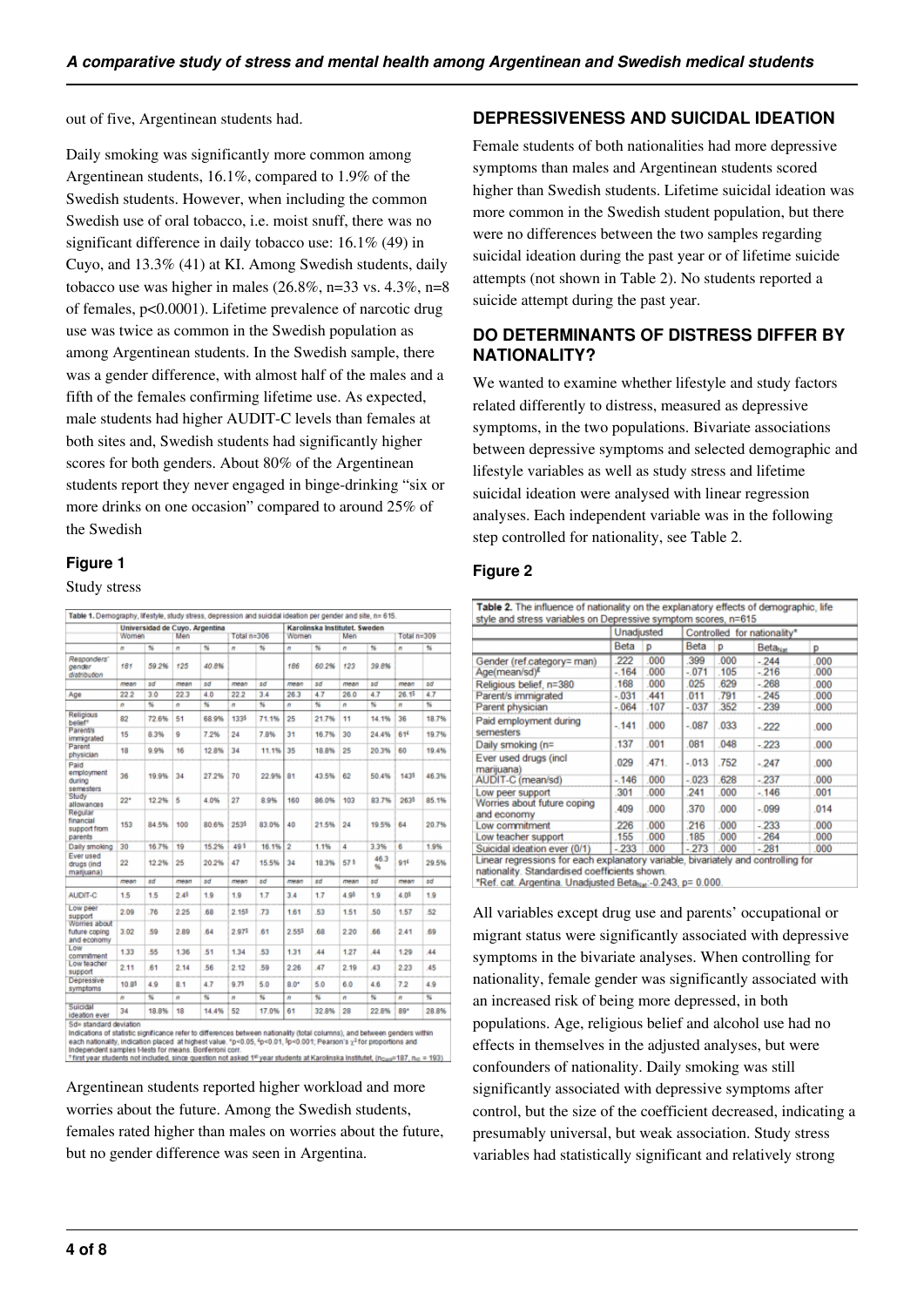out of five, Argentinean students had.

Daily smoking was significantly more common among Argentinean students, 16.1%, compared to 1.9% of the Swedish students. However, when including the common Swedish use of oral tobacco, i.e. moist snuff, there was no significant difference in daily tobacco use: 16.1% (49) in Cuyo, and 13.3% (41) at KI. Among Swedish students, daily tobacco use was higher in males (26.8%, n=33 vs. 4.3%, n=8 of females, p<0.0001). Lifetime prevalence of narcotic drug use was twice as common in the Swedish population as among Argentinean students. In the Swedish sample, there was a gender difference, with almost half of the males and a fifth of the females confirming lifetime use. As expected, male students had higher AUDIT-C levels than females at both sites and, Swedish students had significantly higher scores for both genders. About 80% of the Argentinean students report they never engaged in binge-drinking "six or more drinks on one occasion" compared to around 25% of the Swedish

### Figure 1

Study stress

Table 1. Demography, lifestyle, study stress, depression and suicidal ideation per gender and site, n= 615.

| | Universidad de Cuyo. Argentina | | | | | | Karolinska Institutet. Sweden | | | | | |
|---|---|---|---|---|---|---|---|---|---|---|---|---|
| | Women | | Men | | Total n=306 | | Women | | Men | | Total n=309 | |
| | n | % | n | % | n | % | n | % | n | % | n | % |
| Responders' gender distribution | 181 | 59.2% | 125 | 40.8% | | | 186 | 60.2% | 123 | 39.8% | | |
| | mean | sd | mean | sd | mean | sd | mean | sd | mean | sd | mean | sd |
| Age | 22.2 | 3.0 | 22.3 | 4.0 | 22.2 | 3.4 | 26.3 | 4.7 | 26.0 | 4.7 | 26.1§ | 4.7 |
| | n | % | n | % | n | % | n | % | n | % | n | % |
| Religious belief* | 82 | 72.6% | 51 | 68.9% | 133§ | 71.1% | 25 | 21.7% | 11 | 14.1% | 36 | 18.7% |
| Parent/s immigrated | 15 | 8.3% | 9 | 7.2% | 24 | 7.8% | 31 | 16.7% | 30 | 24.4% | 61£ | 19.7% |
| Parent physician | 18 | 9.9% | 16 | 12.8% | 34 | 11.1% | 35 | 18.8% | 25 | 20.3% | 60 | 19.4% |
| Paid employment during semesters | 36 | 19.9% | 34 | 27.2% | 70 | 22.9% | 81 | 43.5% | 62 | 50.4% | 143§ | 46.3% |
| Study allowances | 22* | 12.2% | 5 | 4.0% | 27 | 8.9% | 160 | 86.0% | 103 | 83.7% | 263§ | 85.1% |
| Regular financial support from parents | 153 | 84.5% | 100 | 80.6% | 253§ | 83.0% | 40 | 21.5% | 24 | 19.5% | 64 | 20.7% |
| Daily smoking | 30 | 16.7% | 19 | 15.2% | 49§ | 16.1% | 2 | 1.1% | 4 | 3.3% | 6 | 1.9% |
| Ever used drugs (incl marijuana) | 22 | 12.2% | 25 | 20.2% | 47 | 15.5% | 34 | 18.3% | 57§ | 46.3 % | 91£ | 29.5% |
| | mean | sd | mean | sd | mean | sd | mean | sd | mean | sd | mean | sd |
| AUDIT-C | 1.5 | 1.5 | 2.4§ | 1.9 | 1.9 | 1.7 | 3.4 | 1.7 | 4.9§ | 1.9 | 4.0§ | 1.9 |
| Low peer support | 2.09 | .76 | 2.25 | .68 | 2.15§ | .73 | 1.61 | .53 | 1.51 | .50 | 1.57 | .52 |
| Worries about future coping and economy | 3.02 | .59 | 2.89 | .64 | 2.97§ | .61 | 2.55§ | .68 | 2.20 | .66 | 2.41 | .69 |
| Low commitment | 1.33 | .55 | 1.36 | .51 | 1.34 | .53 | 1.31 | .44 | 1.27 | .44 | 1.29 | .44 |
| Low teacher support | 2.11 | .61 | 2.14 | .56 | 2.12 | .59 | 2.26 | .47 | 2.19 | .43 | 2.23 | .45 |
| Depressive symptoms | 10.8§ | 4.9 | 8.1 | 4.7 | 9.7§ | 5.0 | 8.0* | 5.0 | 6.0 | 4.6 | 7.2 | 4.9 |
| | n | % | n | % | n | % | n | % | n | % | n | % |
| Suicidal ideation ever | 34 | 18.8% | 18 | 14.4% | 52 | 17.0% | 61 | 32.8% | 28 | 22.8% | 89* | 28.8% |

Sd= standard deviation
Indications of statistic significance refer to differences between nationality (total columns), and between genders within each nationality, indication placed at highest value. *p<0.05, £p<0.01, §p<0.001; Pearson's $\chi^2$ for proportions and Independent samples t-tests for means. Bonferroni corr.
* first year students not included, since question not asked 1st year students at Karolinska Institutet, ($n_{Swe}$=187, $n_{W}$ = 193)

Argentinean students reported higher workload and more worries about the future. Among the Swedish students, females rated higher than males on worries about the future, but no gender difference was seen in Argentina.

## DEPRESSIVENESS AND SUICIDAL IDEATION

Female students of both nationalities had more depressive symptoms than males and Argentinean students scored higher than Swedish students. Lifetime suicidal ideation was more common in the Swedish student population, but there were no differences between the two samples regarding suicidal ideation during the past year or of lifetime suicide attempts (not shown in Table 2). No students reported a suicide attempt during the past year.

## DO DETERMINANTS OF DISTRESS DIFFER BY NATIONALITY?

We wanted to examine whether lifestyle and study factors related differently to distress, measured as depressive symptoms, in the two populations. Bivariate associations between depressive symptoms and selected demographic and lifestyle variables as well as study stress and lifetime suicidal ideation were analysed with linear regression analyses. Each independent variable was in the following step controlled for nationality, see Table 2.

### Figure 2

Table 2. The influence of nationality on the explanatory effects of demographic, life style and stress variables on Depressive symptom scores, n=615

| | Unadjusted | | Controlled for nationality* | | | |
|---|---|---|---|---|---|---|
| | Beta | p | Beta | p | $Beta_{Nat}$ | p |
| Gender (ref.category= man) | .222 | .000 | .399 | .000 | -.244 | .000 |
| Age(mean/sd)£ | -.164 | .000 | -.071 | .105 | -.216 | .000 |
| Religious belief, n=380 | .168 | .000 | .025 | .629 | -.268 | .000 |
| Parent/s immigrated | -.031 | .441 | .011 | .791 | -.245 | .000 |
| Parent physician | -.064 | .107 | -.037 | .352 | -.239 | .000 |
| Paid employment during semesters | -.141 | .000 | -.087 | .033 | -.222 | .000 |
| Daily smoking (n= | .137 | .001 | .081 | .048 | -.223 | .000 |
| Ever used drugs (incl marijuana) | .029 | .471. | -.013 | .752 | -.247 | .000 |
| AUDIT-C (mean/sd) | -.146 | .000 | -.023 | .628 | -.237 | .000 |
| Low peer support | .301 | .000 | .241 | .000 | -.146 | .001 |
| Worries about future coping and economy | .409 | .000 | .370 | .000 | -.099 | .014 |
| Low commitment | .226 | .000 | .216 | .000 | -.233 | .000 |
| Low teacher support | .155 | .000 | .185 | .000 | -.264 | .000 |
| Suicidal ideation ever (0/1) | -.233 | .000 | -.273 | .000 | -.281 | .000 |

Linear regressions for each explanatory variable, bivariately and controlling for nationality. Standardised coefficients shown.
*Ref. cat. Argentina. Unadjusted $Beta_{Nat}$:-0.243, p= 0.000.

All variables except drug use and parents' occupational or migrant status were significantly associated with depressive symptoms in the bivariate analyses. When controlling for nationality, female gender was significantly associated with an increased risk of being more depressed, in both populations. Age, religious belief and alcohol use had no effects in themselves in the adjusted analyses, but were confounders of nationality. Daily smoking was still significantly associated with depressive symptoms after control, but the size of the coefficient decreased, indicating a presumably universal, but weak association. Study stress variables had statistically significant and relatively strong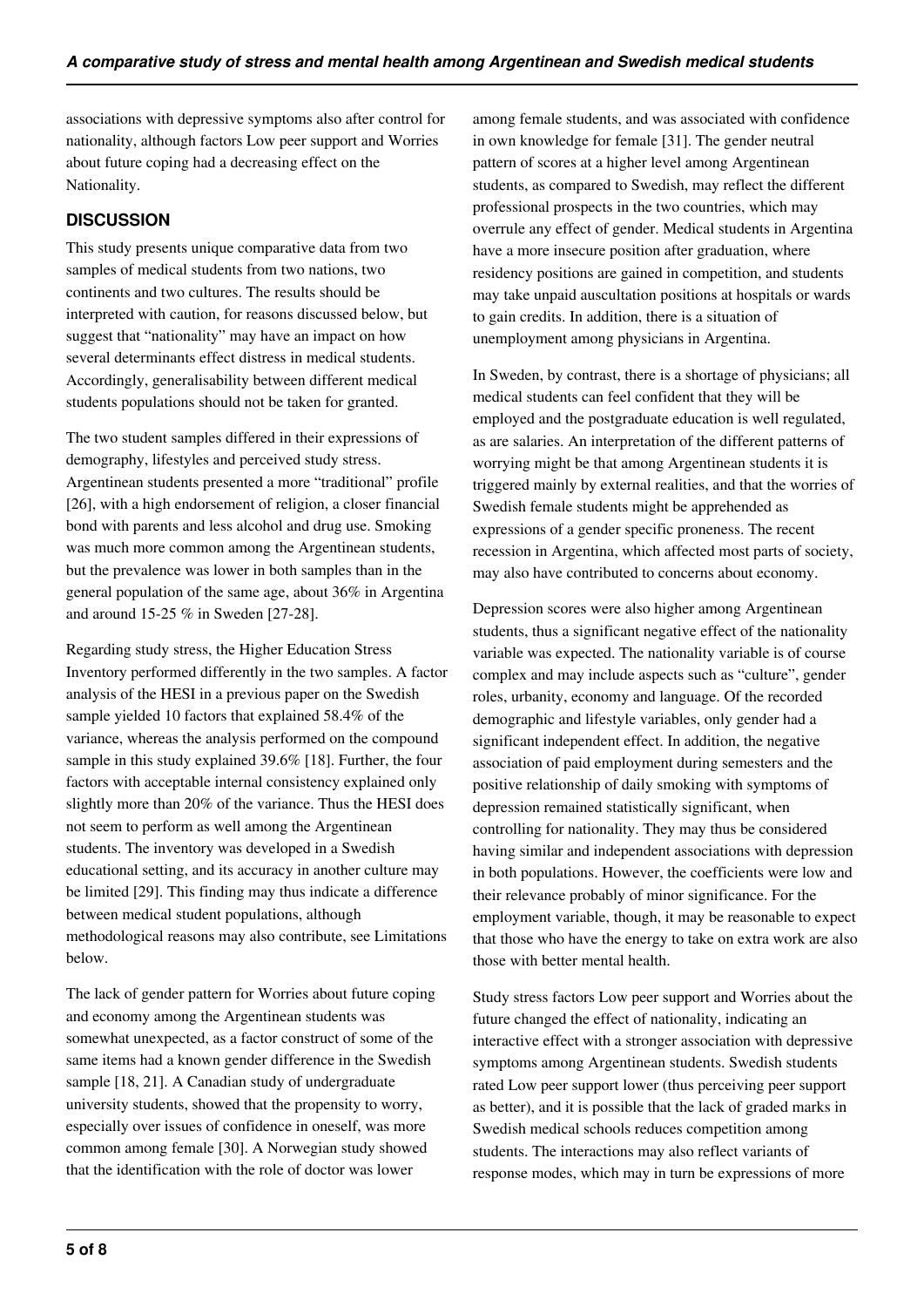associations with depressive symptoms also after control for nationality, although factors Low peer support and Worries about future coping had a decreasing effect on the Nationality.

## DISCUSSION

This study presents unique comparative data from two samples of medical students from two nations, two continents and two cultures. The results should be interpreted with caution, for reasons discussed below, but suggest that "nationality" may have an impact on how several determinants effect distress in medical students. Accordingly, generalisability between different medical students populations should not be taken for granted.

The two student samples differed in their expressions of demography, lifestyles and perceived study stress. Argentinean students presented a more "traditional" profile [26], with a high endorsement of religion, a closer financial bond with parents and less alcohol and drug use. Smoking was much more common among the Argentinean students, but the prevalence was lower in both samples than in the general population of the same age, about 36% in Argentina and around 15-25 % in Sweden [27-28].

Regarding study stress, the Higher Education Stress Inventory performed differently in the two samples. A factor analysis of the HESI in a previous paper on the Swedish sample yielded 10 factors that explained 58.4% of the variance, whereas the analysis performed on the compound sample in this study explained 39.6% [18]. Further, the four factors with acceptable internal consistency explained only slightly more than 20% of the variance. Thus the HESI does not seem to perform as well among the Argentinean students. The inventory was developed in a Swedish educational setting, and its accuracy in another culture may be limited [29]. This finding may thus indicate a difference between medical student populations, although methodological reasons may also contribute, see Limitations below.

The lack of gender pattern for Worries about future coping and economy among the Argentinean students was somewhat unexpected, as a factor construct of some of the same items had a known gender difference in the Swedish sample [18, 21]. A Canadian study of undergraduate university students, showed that the propensity to worry, especially over issues of confidence in oneself, was more common among female [30]. A Norwegian study showed that the identification with the role of doctor was lower among female students, and was associated with confidence in own knowledge for female [31]. The gender neutral pattern of scores at a higher level among Argentinean students, as compared to Swedish, may reflect the different professional prospects in the two countries, which may overrule any effect of gender. Medical students in Argentina have a more insecure position after graduation, where residency positions are gained in competition, and students may take unpaid auscultation positions at hospitals or wards to gain credits. In addition, there is a situation of unemployment among physicians in Argentina.

In Sweden, by contrast, there is a shortage of physicians; all medical students can feel confident that they will be employed and the postgraduate education is well regulated, as are salaries. An interpretation of the different patterns of worrying might be that among Argentinean students it is triggered mainly by external realities, and that the worries of Swedish female students might be apprehended as expressions of a gender specific proneness. The recent recession in Argentina, which affected most parts of society, may also have contributed to concerns about economy.

Depression scores were also higher among Argentinean students, thus a significant negative effect of the nationality variable was expected. The nationality variable is of course complex and may include aspects such as "culture", gender roles, urbanity, economy and language. Of the recorded demographic and lifestyle variables, only gender had a significant independent effect. In addition, the negative association of paid employment during semesters and the positive relationship of daily smoking with symptoms of depression remained statistically significant, when controlling for nationality. They may thus be considered having similar and independent associations with depression in both populations. However, the coefficients were low and their relevance probably of minor significance. For the employment variable, though, it may be reasonable to expect that those who have the energy to take on extra work are also those with better mental health.

Study stress factors Low peer support and Worries about the future changed the effect of nationality, indicating an interactive effect with a stronger association with depressive symptoms among Argentinean students. Swedish students rated Low peer support lower (thus perceiving peer support as better), and it is possible that the lack of graded marks in Swedish medical schools reduces competition among students. The interactions may also reflect variants of response modes, which may in turn be expressions of more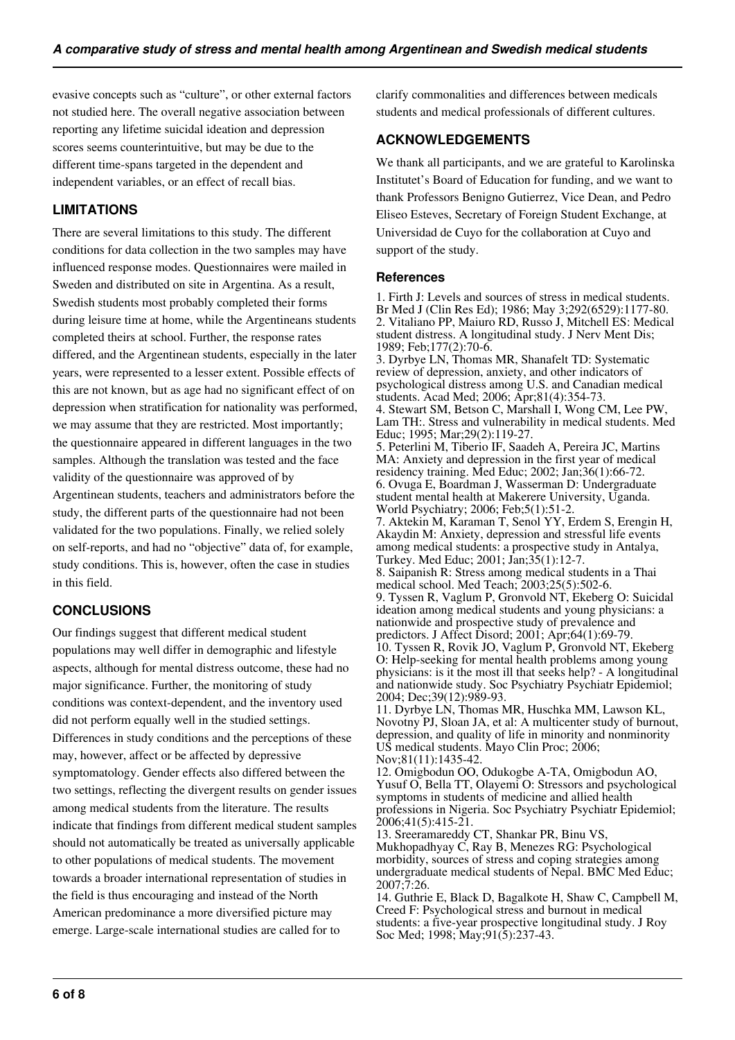evasive concepts such as "culture", or other external factors not studied here. The overall negative association between reporting any lifetime suicidal ideation and depression scores seems counterintuitive, but may be due to the different time-spans targeted in the dependent and independent variables, or an effect of recall bias.

## LIMITATIONS

There are several limitations to this study. The different conditions for data collection in the two samples may have influenced response modes. Questionnaires were mailed in Sweden and distributed on site in Argentina. As a result, Swedish students most probably completed their forms during leisure time at home, while the Argentineans students completed theirs at school. Further, the response rates differed, and the Argentinean students, especially in the later years, were represented to a lesser extent. Possible effects of this are not known, but as age had no significant effect on depression when stratification for nationality was performed, we may assume that they are restricted. Most importantly; the questionnaire appeared in different languages in the two samples. Although the translation was tested and the face validity of the questionnaire was approved of by Argentinean students, teachers and administrators before the study, the different parts of the questionnaire had not been validated for the two populations. Finally, we relied solely on self-reports, and had no "objective" data of, for example, study conditions. This is, however, often the case in studies in this field.

## CONCLUSIONS

Our findings suggest that different medical student populations may well differ in demographic and lifestyle aspects, although for mental distress outcome, these had no major significance. Further, the monitoring of study conditions was context-dependent, and the inventory used did not perform equally well in the studied settings. Differences in study conditions and the perceptions of these may, however, affect or be affected by depressive symptomatology. Gender effects also differed between the two settings, reflecting the divergent results on gender issues among medical students from the literature. The results indicate that findings from different medical student samples should not automatically be treated as universally applicable to other populations of medical students. The movement towards a broader international representation of studies in the field is thus encouraging and instead of the North American predominance a more diversified picture may emerge. Large-scale international studies are called for to clarify commonalities and differences between medicals students and medical professionals of different cultures.

## ACKNOWLEDGEMENTS

We thank all participants, and we are grateful to Karolinska Institutet's Board of Education for funding, and we want to thank Professors Benigno Gutierrez, Vice Dean, and Pedro Eliseo Esteves, Secretary of Foreign Student Exchange, at Universidad de Cuyo for the collaboration at Cuyo and support of the study.

### References

1. Firth J: Levels and sources of stress in medical students. Br Med J (Clin Res Ed); 1986; May 3;292(6529):1177-80.
2. Vitaliano PP, Maiuro RD, Russo J, Mitchell ES: Medical student distress. A longitudinal study. J Nerv Ment Dis; 1989; Feb;177(2):70-6.
3. Dyrbye LN, Thomas MR, Shanafelt TD: Systematic review of depression, anxiety, and other indicators of psychological distress among U.S. and Canadian medical students. Acad Med; 2006; Apr;81(4):354-73.
4. Stewart SM, Betson C, Marshall I, Wong CM, Lee PW, Lam TH:. Stress and vulnerability in medical students. Med Educ; 1995; Mar;29(2):119-27.
5. Peterlini M, Tiberio IF, Saadeh A, Pereira JC, Martins MA: Anxiety and depression in the first year of medical residency training. Med Educ; 2002; Jan;36(1):66-72.
6. Ovuga E, Boardman J, Wasserman D: Undergraduate student mental health at Makerere University, Uganda. World Psychiatry; 2006; Feb;5(1):51-2.
7. Aktekin M, Karaman T, Senol YY, Erdem S, Erengin H, Akaydin M: Anxiety, depression and stressful life events among medical students: a prospective study in Antalya, Turkey. Med Educ; 2001; Jan;35(1):12-7.
8. Saipanish R: Stress among medical students in a Thai medical school. Med Teach; 2003;25(5):502-6.
9. Tyssen R, Vaglum P, Gronvold NT, Ekeberg O: Suicidal ideation among medical students and young physicians: a nationwide and prospective study of prevalence and predictors. J Affect Disord; 2001; Apr;64(1):69-79.
10. Tyssen R, Rovik JO, Vaglum P, Gronvold NT, Ekeberg O: Help-seeking for mental health problems among young physicians: is it the most ill that seeks help? - A longitudinal and nationwide study. Soc Psychiatry Psychiatr Epidemiol; 2004; Dec;39(12):989-93.
11. Dyrbye LN, Thomas MR, Huschka MM, Lawson KL, Novotny PJ, Sloan JA, et al: A multicenter study of burnout, depression, and quality of life in minority and nonminority US medical students. Mayo Clin Proc; 2006; Nov;81(11):1435-42.
12. Omigbodun OO, Odukogbe A-TA, Omigbodun AO, Yusuf O, Bella TT, Olayemi O: Stressors and psychological symptoms in students of medicine and allied health professions in Nigeria. Soc Psychiatry Psychiatr Epidemiol; 2006;41(5):415-21.
13. Sreeramareddy CT, Shankar PR, Binu VS, Mukhopadhyay C, Ray B, Menezes RG: Psychological morbidity, sources of stress and coping strategies among undergraduate medical students of Nepal. BMC Med Educ; 2007;7:26.
14. Guthrie E, Black D, Bagalkote H, Shaw C, Campbell M, Creed F: Psychological stress and burnout in medical students: a five-year prospective longitudinal study. J Roy Soc Med; 1998; May;91(5):237-43.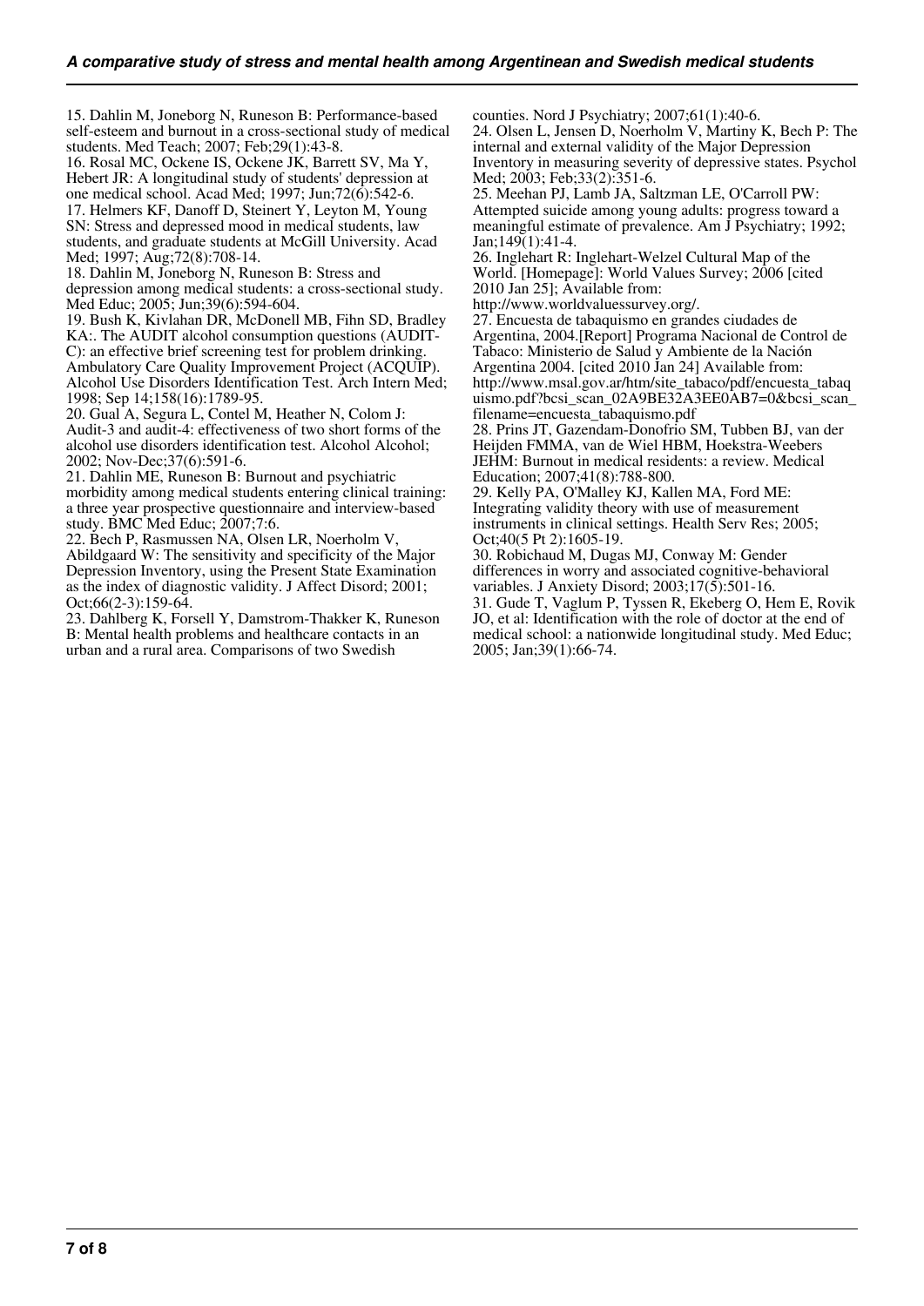15. Dahlin M, Joneborg N, Runeson B: Performance-based self-esteem and burnout in a cross-sectional study of medical students. Med Teach; 2007; Feb;29(1):43-8.

16. Rosal MC, Ockene IS, Ockene JK, Barrett SV, Ma Y, Hebert JR: A longitudinal study of students' depression at one medical school. Acad Med; 1997; Jun;72(6):542-6.

17. Helmers KF, Danoff D, Steinert Y, Leyton M, Young SN: Stress and depressed mood in medical students, law students, and graduate students at McGill University. Acad Med; 1997; Aug;72(8):708-14.

18. Dahlin M, Joneborg N, Runeson B: Stress and depression among medical students: a cross-sectional study. Med Educ; 2005; Jun;39(6):594-604.

19. Bush K, Kivlahan DR, McDonell MB, Fihn SD, Bradley KA:. The AUDIT alcohol consumption questions (AUDIT-C): an effective brief screening test for problem drinking. Ambulatory Care Quality Improvement Project (ACQUIP). Alcohol Use Disorders Identification Test. Arch Intern Med; 1998; Sep 14;158(16):1789-95.

20. Gual A, Segura L, Contel M, Heather N, Colom J: Audit-3 and audit-4: effectiveness of two short forms of the alcohol use disorders identification test. Alcohol Alcohol; 2002; Nov-Dec;37(6):591-6.

21. Dahlin ME, Runeson B: Burnout and psychiatric morbidity among medical students entering clinical training: a three year prospective questionnaire and interview-based study. BMC Med Educ; 2007;7:6.

22. Bech P, Rasmussen NA, Olsen LR, Noerholm V, Abildgaard W: The sensitivity and specificity of the Major Depression Inventory, using the Present State Examination as the index of diagnostic validity. J Affect Disord; 2001; Oct;66(2-3):159-64.

23. Dahlberg K, Forsell Y, Damstrom-Thakker K, Runeson B: Mental health problems and healthcare contacts in an urban and a rural area. Comparisons of two Swedish counties. Nord J Psychiatry; 2007;61(1):40-6.

24. Olsen L, Jensen D, Noerholm V, Martiny K, Bech P: The internal and external validity of the Major Depression Inventory in measuring severity of depressive states. Psychol Med; 2003; Feb;33(2):351-6.

25. Meehan PJ, Lamb JA, Saltzman LE, O'Carroll PW: Attempted suicide among young adults: progress toward a meaningful estimate of prevalence. Am J Psychiatry; 1992; Jan;149(1):41-4.

26. Inglehart R: Inglehart-Welzel Cultural Map of the World. [Homepage]: World Values Survey; 2006 [cited 2010 Jan 25]; Available from: http://www.worldvaluessurvey.org/.

27. Encuesta de tabaquismo en grandes ciudades de Argentina, 2004.[Report] Programa Nacional de Control de Tabaco: Ministerio de Salud y Ambiente de la Nación Argentina 2004. [cited 2010 Jan 24] Available from: http://www.msal.gov.ar/htm/site_tabaco/pdf/encuesta_tabaquismo.pdf?bcsi_scan_02A9BE32A3EE0AB7=0&bcsi_scan_filename=encuesta_tabaquismo.pdf

28. Prins JT, Gazendam-Donofrio SM, Tubben BJ, van der Heijden FMMA, van de Wiel HBM, Hoekstra-Weebers JEHM: Burnout in medical residents: a review. Medical Education; 2007;41(8):788-800.

29. Kelly PA, O'Malley KJ, Kallen MA, Ford ME: Integrating validity theory with use of measurement instruments in clinical settings. Health Serv Res; 2005; Oct;40(5 Pt 2):1605-19.

30. Robichaud M, Dugas MJ, Conway M: Gender differences in worry and associated cognitive-behavioral variables. J Anxiety Disord; 2003;17(5):501-16.

31. Gude T, Vaglum P, Tyssen R, Ekeberg O, Hem E, Rovik JO, et al: Identification with the role of doctor at the end of medical school: a nationwide longitudinal study. Med Educ; 2005; Jan;39(1):66-74.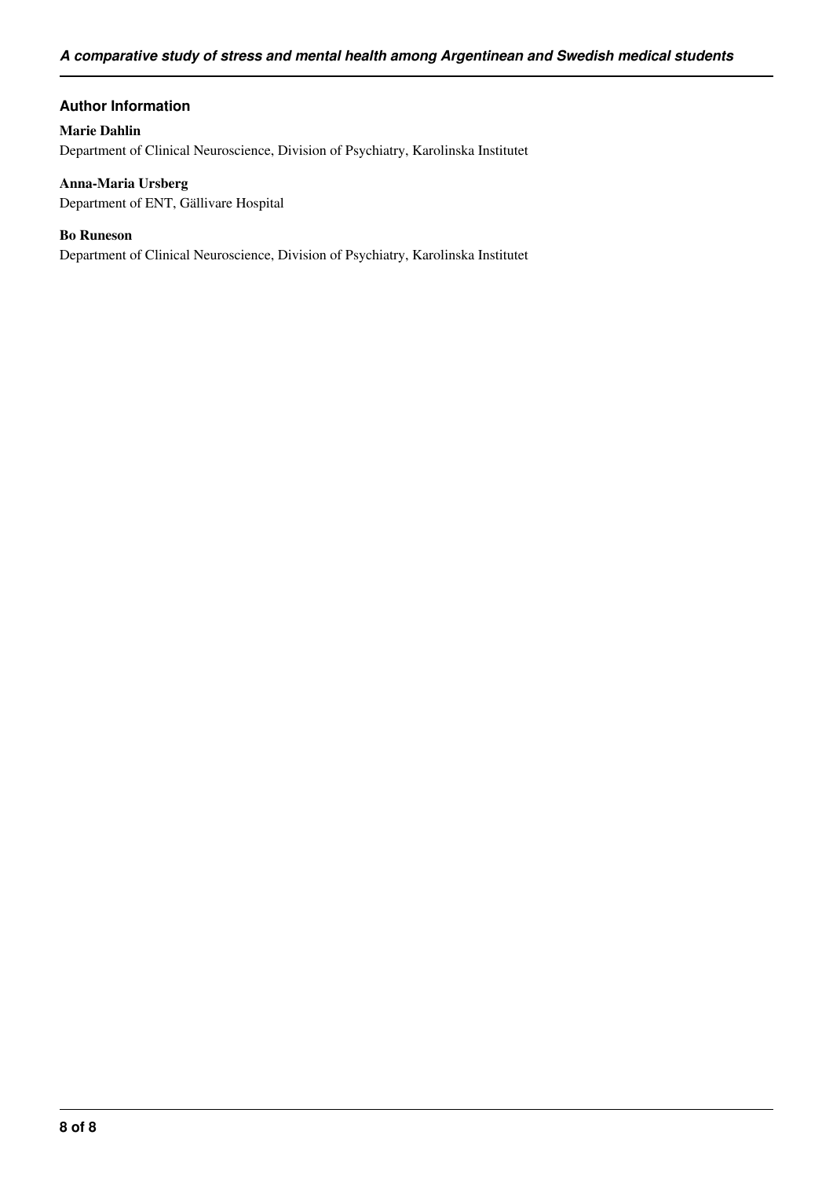## Author Information

**Marie Dahlin**
Department of Clinical Neuroscience, Division of Psychiatry, Karolinska Institutet

**Anna-Maria Ursberg**
Department of ENT, Gällivare Hospital

**Bo Runeson**
Department of Clinical Neuroscience, Division of Psychiatry, Karolinska Institutet